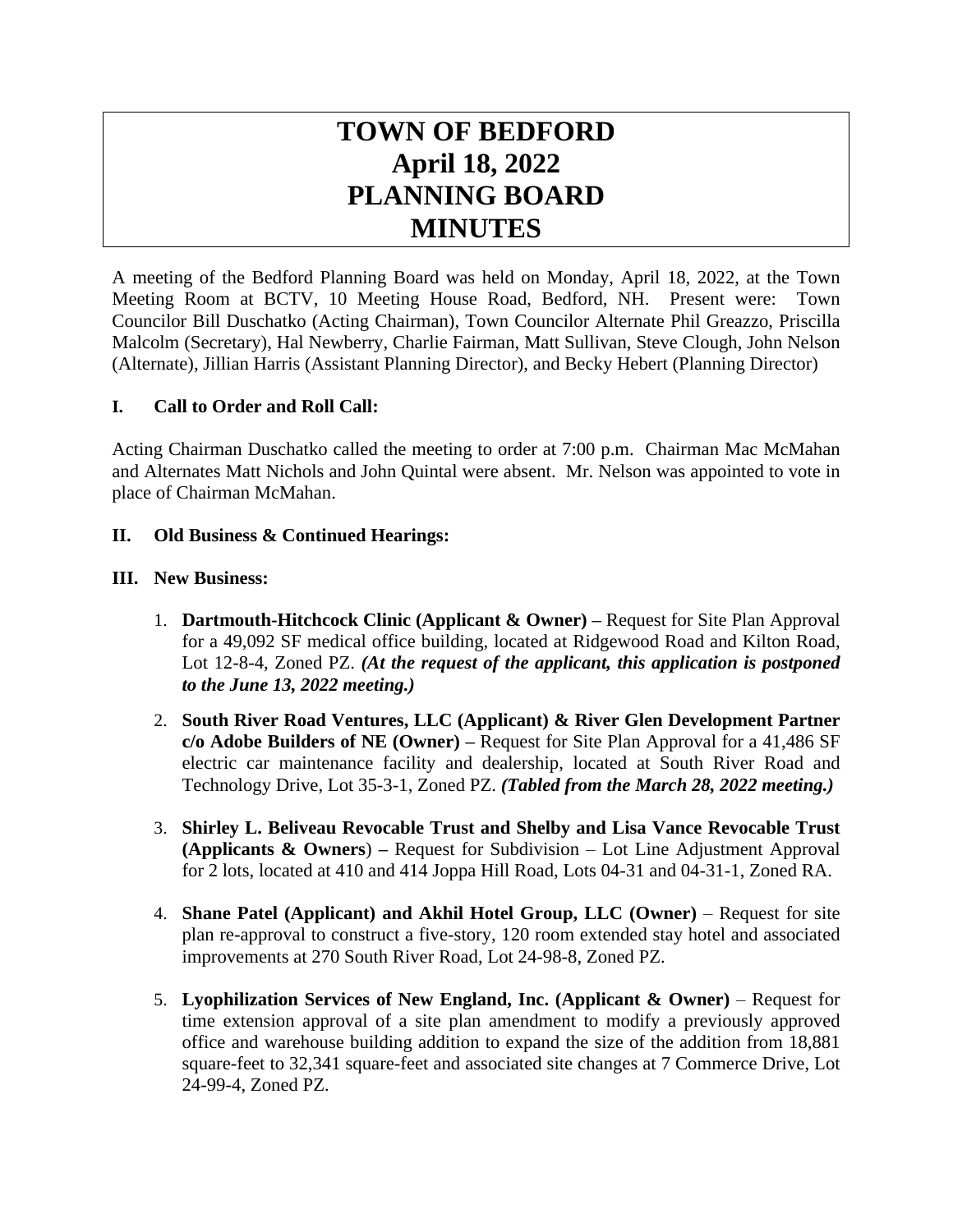# TOWN OF BEDFORD
# April 18, 2022
# PLANNING BOARD
# MINUTES

A meeting of the Bedford Planning Board was held on Monday, April 18, 2022, at the Town Meeting Room at BCTV, 10 Meeting House Road, Bedford, NH. Present were: Town Councilor Bill Duschatko (Acting Chairman), Town Councilor Alternate Phil Greazzo, Priscilla Malcolm (Secretary), Hal Newberry, Charlie Fairman, Matt Sullivan, Steve Clough, John Nelson (Alternate), Jillian Harris (Assistant Planning Director), and Becky Hebert (Planning Director)

## I. Call to Order and Roll Call:

Acting Chairman Duschatko called the meeting to order at 7:00 p.m. Chairman Mac McMahan and Alternates Matt Nichols and John Quintal were absent. Mr. Nelson was appointed to vote in place of Chairman McMahan.

## II. Old Business & Continued Hearings:

## III. New Business:

1. **Dartmouth-Hitchcock Clinic (Applicant & Owner) –** Request for Site Plan Approval for a 49,092 SF medical office building, located at Ridgewood Road and Kilton Road, Lot 12-8-4, Zoned PZ. ***(At the request of the applicant, this application is postponed to the June 13, 2022 meeting.)***

2. **South River Road Ventures, LLC (Applicant) & River Glen Development Partner c/o Adobe Builders of NE (Owner) –** Request for Site Plan Approval for a 41,486 SF electric car maintenance facility and dealership, located at South River Road and Technology Drive, Lot 35-3-1, Zoned PZ. ***(Tabled from the March 28, 2022 meeting.)***

3. **Shirley L. Beliveau Revocable Trust and Shelby and Lisa Vance Revocable Trust (Applicants & Owners) –** Request for Subdivision – Lot Line Adjustment Approval for 2 lots, located at 410 and 414 Joppa Hill Road, Lots 04-31 and 04-31-1, Zoned RA.

4. **Shane Patel (Applicant) and Akhil Hotel Group, LLC (Owner)** – Request for site plan re-approval to construct a five-story, 120 room extended stay hotel and associated improvements at 270 South River Road, Lot 24-98-8, Zoned PZ.

5. **Lyophilization Services of New England, Inc. (Applicant & Owner)** – Request for time extension approval of a site plan amendment to modify a previously approved office and warehouse building addition to expand the size of the addition from 18,881 square-feet to 32,341 square-feet and associated site changes at 7 Commerce Drive, Lot 24-99-4, Zoned PZ.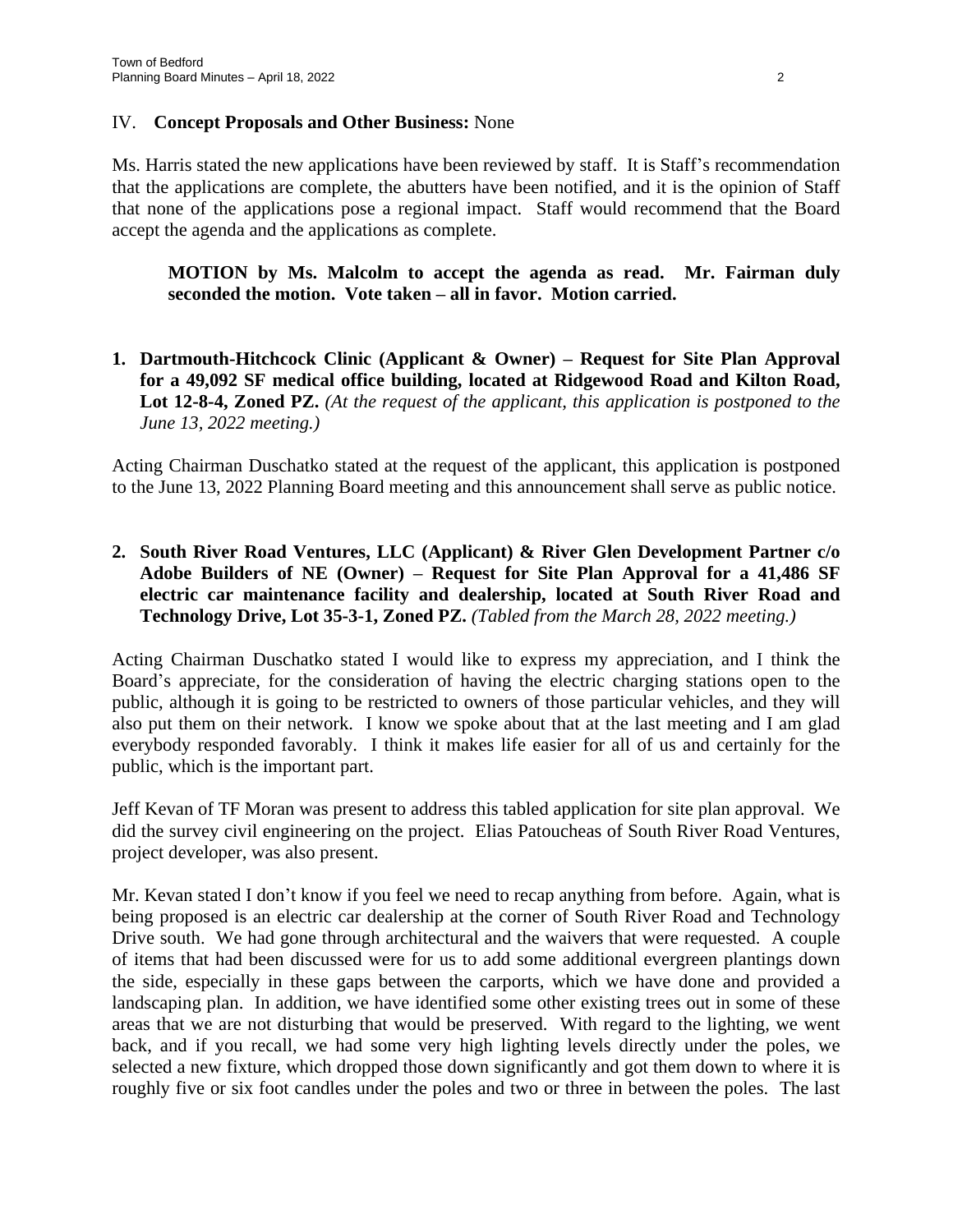IV. **Concept Proposals and Other Business:** None

Ms. Harris stated the new applications have been reviewed by staff. It is Staff's recommendation that the applications are complete, the abutters have been notified, and it is the opinion of Staff that none of the applications pose a regional impact. Staff would recommend that the Board accept the agenda and the applications as complete.

> **MOTION by Ms. Malcolm to accept the agenda as read. Mr. Fairman duly seconded the motion. Vote taken – all in favor. Motion carried.**

**1. Dartmouth-Hitchcock Clinic (Applicant & Owner) – Request for Site Plan Approval for a 49,092 SF medical office building, located at Ridgewood Road and Kilton Road, Lot 12-8-4, Zoned PZ.** *(At the request of the applicant, this application is postponed to the June 13, 2022 meeting.)*

Acting Chairman Duschatko stated at the request of the applicant, this application is postponed to the June 13, 2022 Planning Board meeting and this announcement shall serve as public notice.

**2. South River Road Ventures, LLC (Applicant) & River Glen Development Partner c/o Adobe Builders of NE (Owner) – Request for Site Plan Approval for a 41,486 SF electric car maintenance facility and dealership, located at South River Road and Technology Drive, Lot 35-3-1, Zoned PZ.** *(Tabled from the March 28, 2022 meeting.)*

Acting Chairman Duschatko stated I would like to express my appreciation, and I think the Board's appreciate, for the consideration of having the electric charging stations open to the public, although it is going to be restricted to owners of those particular vehicles, and they will also put them on their network. I know we spoke about that at the last meeting and I am glad everybody responded favorably. I think it makes life easier for all of us and certainly for the public, which is the important part.

Jeff Kevan of TF Moran was present to address this tabled application for site plan approval. We did the survey civil engineering on the project. Elias Patoucheas of South River Road Ventures, project developer, was also present.

Mr. Kevan stated I don't know if you feel we need to recap anything from before. Again, what is being proposed is an electric car dealership at the corner of South River Road and Technology Drive south. We had gone through architectural and the waivers that were requested. A couple of items that had been discussed were for us to add some additional evergreen plantings down the side, especially in these gaps between the carports, which we have done and provided a landscaping plan. In addition, we have identified some other existing trees out in some of these areas that we are not disturbing that would be preserved. With regard to the lighting, we went back, and if you recall, we had some very high lighting levels directly under the poles, we selected a new fixture, which dropped those down significantly and got them down to where it is roughly five or six foot candles under the poles and two or three in between the poles. The last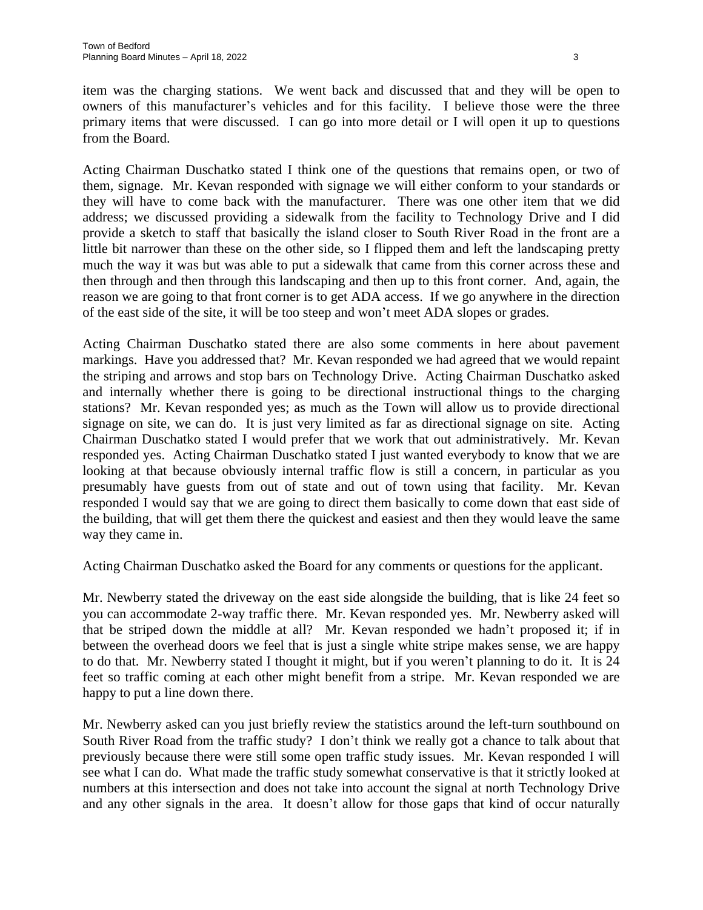item was the charging stations. We went back and discussed that and they will be open to owners of this manufacturer's vehicles and for this facility. I believe those were the three primary items that were discussed. I can go into more detail or I will open it up to questions from the Board.

Acting Chairman Duschatko stated I think one of the questions that remains open, or two of them, signage. Mr. Kevan responded with signage we will either conform to your standards or they will have to come back with the manufacturer. There was one other item that we did address; we discussed providing a sidewalk from the facility to Technology Drive and I did provide a sketch to staff that basically the island closer to South River Road in the front are a little bit narrower than these on the other side, so I flipped them and left the landscaping pretty much the way it was but was able to put a sidewalk that came from this corner across these and then through and then through this landscaping and then up to this front corner. And, again, the reason we are going to that front corner is to get ADA access. If we go anywhere in the direction of the east side of the site, it will be too steep and won't meet ADA slopes or grades.

Acting Chairman Duschatko stated there are also some comments in here about pavement markings. Have you addressed that? Mr. Kevan responded we had agreed that we would repaint the striping and arrows and stop bars on Technology Drive. Acting Chairman Duschatko asked and internally whether there is going to be directional instructional things to the charging stations? Mr. Kevan responded yes; as much as the Town will allow us to provide directional signage on site, we can do. It is just very limited as far as directional signage on site. Acting Chairman Duschatko stated I would prefer that we work that out administratively. Mr. Kevan responded yes. Acting Chairman Duschatko stated I just wanted everybody to know that we are looking at that because obviously internal traffic flow is still a concern, in particular as you presumably have guests from out of state and out of town using that facility. Mr. Kevan responded I would say that we are going to direct them basically to come down that east side of the building, that will get them there the quickest and easiest and then they would leave the same way they came in.

Acting Chairman Duschatko asked the Board for any comments or questions for the applicant.

Mr. Newberry stated the driveway on the east side alongside the building, that is like 24 feet so you can accommodate 2-way traffic there. Mr. Kevan responded yes. Mr. Newberry asked will that be striped down the middle at all? Mr. Kevan responded we hadn't proposed it; if in between the overhead doors we feel that is just a single white stripe makes sense, we are happy to do that. Mr. Newberry stated I thought it might, but if you weren't planning to do it. It is 24 feet so traffic coming at each other might benefit from a stripe. Mr. Kevan responded we are happy to put a line down there.

Mr. Newberry asked can you just briefly review the statistics around the left-turn southbound on South River Road from the traffic study? I don't think we really got a chance to talk about that previously because there were still some open traffic study issues. Mr. Kevan responded I will see what I can do. What made the traffic study somewhat conservative is that it strictly looked at numbers at this intersection and does not take into account the signal at north Technology Drive and any other signals in the area. It doesn't allow for those gaps that kind of occur naturally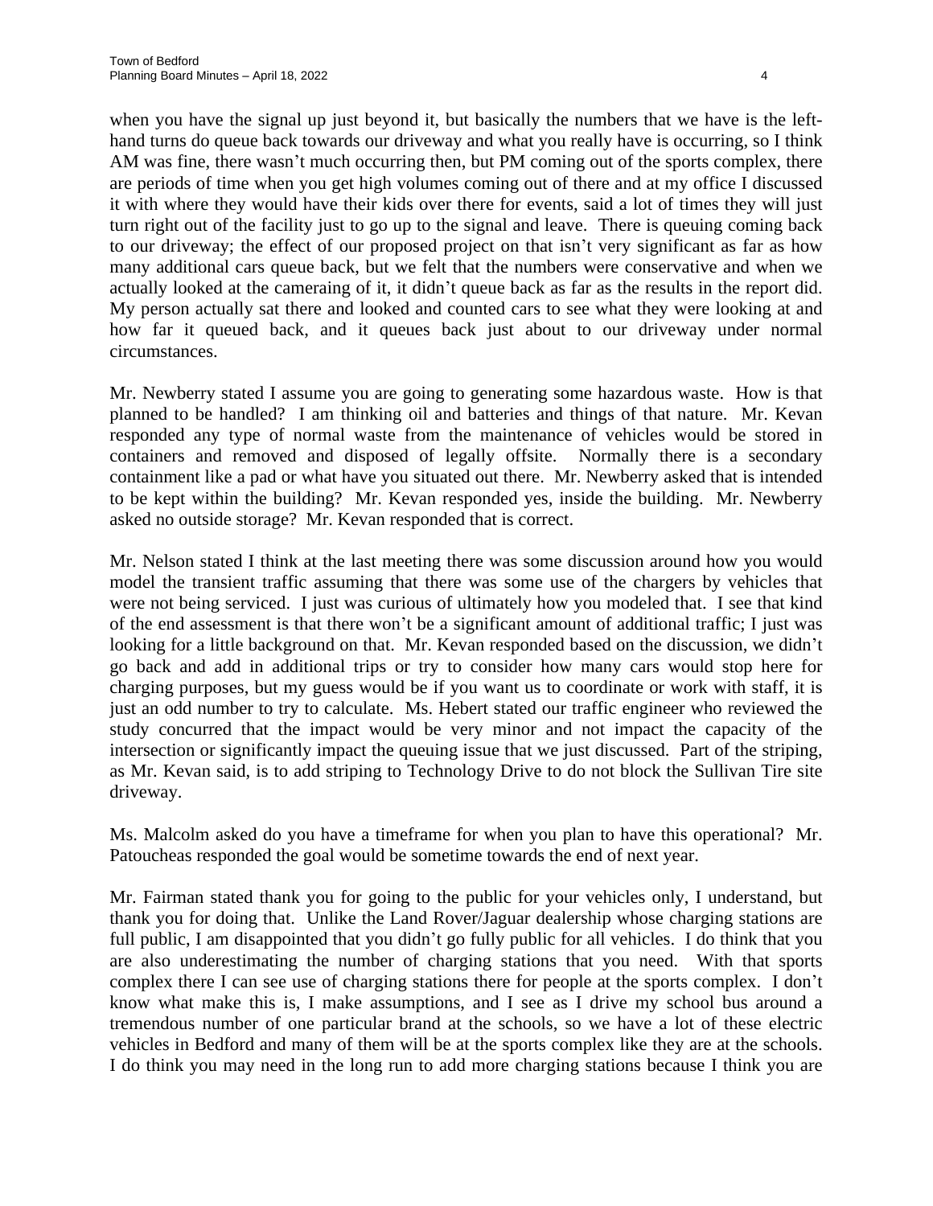when you have the signal up just beyond it, but basically the numbers that we have is the left-hand turns do queue back towards our driveway and what you really have is occurring, so I think AM was fine, there wasn't much occurring then, but PM coming out of the sports complex, there are periods of time when you get high volumes coming out of there and at my office I discussed it with where they would have their kids over there for events, said a lot of times they will just turn right out of the facility just to go up to the signal and leave. There is queuing coming back to our driveway; the effect of our proposed project on that isn't very significant as far as how many additional cars queue back, but we felt that the numbers were conservative and when we actually looked at the cameraing of it, it didn't queue back as far as the results in the report did. My person actually sat there and looked and counted cars to see what they were looking at and how far it queued back, and it queues back just about to our driveway under normal circumstances.

Mr. Newberry stated I assume you are going to generating some hazardous waste. How is that planned to be handled? I am thinking oil and batteries and things of that nature. Mr. Kevan responded any type of normal waste from the maintenance of vehicles would be stored in containers and removed and disposed of legally offsite. Normally there is a secondary containment like a pad or what have you situated out there. Mr. Newberry asked that is intended to be kept within the building? Mr. Kevan responded yes, inside the building. Mr. Newberry asked no outside storage? Mr. Kevan responded that is correct.

Mr. Nelson stated I think at the last meeting there was some discussion around how you would model the transient traffic assuming that there was some use of the chargers by vehicles that were not being serviced. I just was curious of ultimately how you modeled that. I see that kind of the end assessment is that there won't be a significant amount of additional traffic; I just was looking for a little background on that. Mr. Kevan responded based on the discussion, we didn't go back and add in additional trips or try to consider how many cars would stop here for charging purposes, but my guess would be if you want us to coordinate or work with staff, it is just an odd number to try to calculate. Ms. Hebert stated our traffic engineer who reviewed the study concurred that the impact would be very minor and not impact the capacity of the intersection or significantly impact the queuing issue that we just discussed. Part of the striping, as Mr. Kevan said, is to add striping to Technology Drive to do not block the Sullivan Tire site driveway.

Ms. Malcolm asked do you have a timeframe for when you plan to have this operational? Mr. Patoucheas responded the goal would be sometime towards the end of next year.

Mr. Fairman stated thank you for going to the public for your vehicles only, I understand, but thank you for doing that. Unlike the Land Rover/Jaguar dealership whose charging stations are full public, I am disappointed that you didn't go fully public for all vehicles. I do think that you are also underestimating the number of charging stations that you need. With that sports complex there I can see use of charging stations there for people at the sports complex. I don't know what make this is, I make assumptions, and I see as I drive my school bus around a tremendous number of one particular brand at the schools, so we have a lot of these electric vehicles in Bedford and many of them will be at the sports complex like they are at the schools. I do think you may need in the long run to add more charging stations because I think you are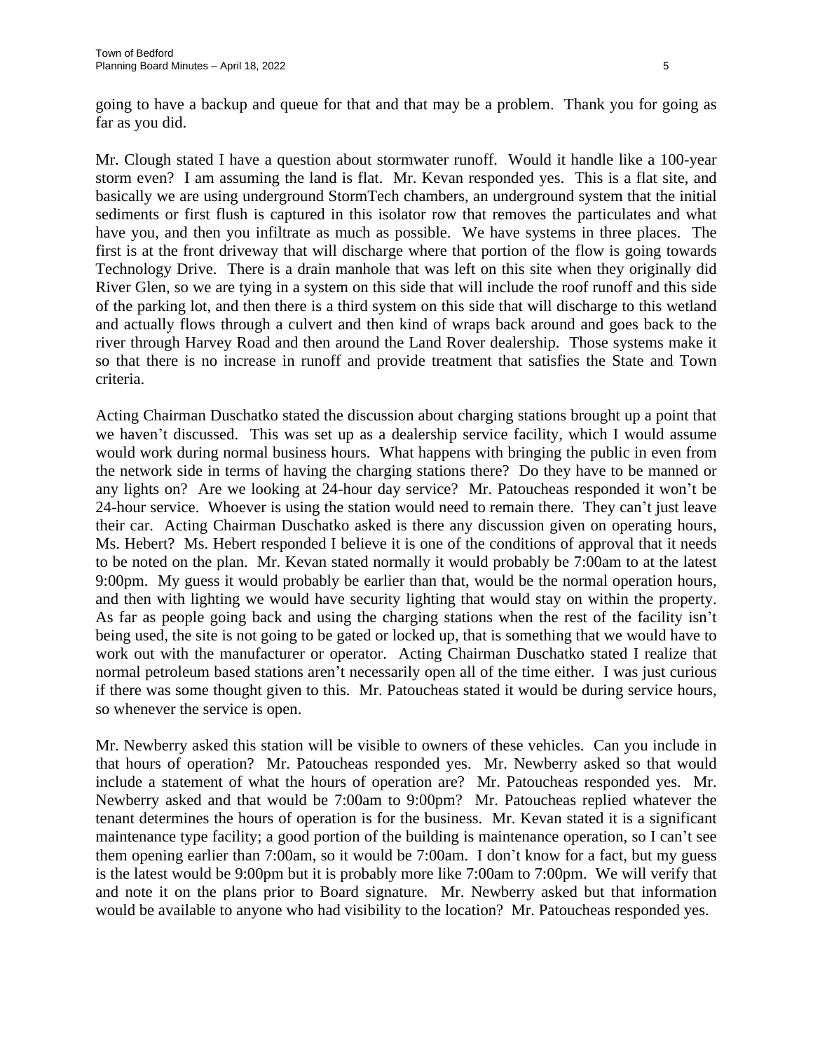going to have a backup and queue for that and that may be a problem. Thank you for going as far as you did.

Mr. Clough stated I have a question about stormwater runoff. Would it handle like a 100-year storm even? I am assuming the land is flat. Mr. Kevan responded yes. This is a flat site, and basically we are using underground StormTech chambers, an underground system that the initial sediments or first flush is captured in this isolator row that removes the particulates and what have you, and then you infiltrate as much as possible. We have systems in three places. The first is at the front driveway that will discharge where that portion of the flow is going towards Technology Drive. There is a drain manhole that was left on this site when they originally did River Glen, so we are tying in a system on this side that will include the roof runoff and this side of the parking lot, and then there is a third system on this side that will discharge to this wetland and actually flows through a culvert and then kind of wraps back around and goes back to the river through Harvey Road and then around the Land Rover dealership. Those systems make it so that there is no increase in runoff and provide treatment that satisfies the State and Town criteria.

Acting Chairman Duschatko stated the discussion about charging stations brought up a point that we haven't discussed. This was set up as a dealership service facility, which I would assume would work during normal business hours. What happens with bringing the public in even from the network side in terms of having the charging stations there? Do they have to be manned or any lights on? Are we looking at 24-hour day service? Mr. Patoucheas responded it won't be 24-hour service. Whoever is using the station would need to remain there. They can't just leave their car. Acting Chairman Duschatko asked is there any discussion given on operating hours, Ms. Hebert? Ms. Hebert responded I believe it is one of the conditions of approval that it needs to be noted on the plan. Mr. Kevan stated normally it would probably be 7:00am to at the latest 9:00pm. My guess it would probably be earlier than that, would be the normal operation hours, and then with lighting we would have security lighting that would stay on within the property. As far as people going back and using the charging stations when the rest of the facility isn't being used, the site is not going to be gated or locked up, that is something that we would have to work out with the manufacturer or operator. Acting Chairman Duschatko stated I realize that normal petroleum based stations aren't necessarily open all of the time either. I was just curious if there was some thought given to this. Mr. Patoucheas stated it would be during service hours, so whenever the service is open.

Mr. Newberry asked this station will be visible to owners of these vehicles. Can you include in that hours of operation? Mr. Patoucheas responded yes. Mr. Newberry asked so that would include a statement of what the hours of operation are? Mr. Patoucheas responded yes. Mr. Newberry asked and that would be 7:00am to 9:00pm? Mr. Patoucheas replied whatever the tenant determines the hours of operation is for the business. Mr. Kevan stated it is a significant maintenance type facility; a good portion of the building is maintenance operation, so I can't see them opening earlier than 7:00am, so it would be 7:00am. I don't know for a fact, but my guess is the latest would be 9:00pm but it is probably more like 7:00am to 7:00pm. We will verify that and note it on the plans prior to Board signature. Mr. Newberry asked but that information would be available to anyone who had visibility to the location? Mr. Patoucheas responded yes.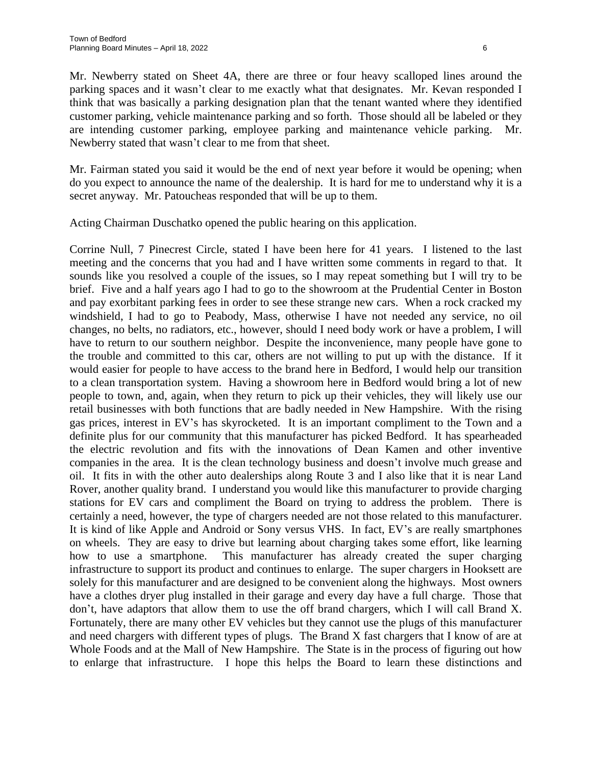Mr. Newberry stated on Sheet 4A, there are three or four heavy scalloped lines around the parking spaces and it wasn't clear to me exactly what that designates. Mr. Kevan responded I think that was basically a parking designation plan that the tenant wanted where they identified customer parking, vehicle maintenance parking and so forth. Those should all be labeled or they are intending customer parking, employee parking and maintenance vehicle parking. Mr. Newberry stated that wasn't clear to me from that sheet.

Mr. Fairman stated you said it would be the end of next year before it would be opening; when do you expect to announce the name of the dealership. It is hard for me to understand why it is a secret anyway. Mr. Patoucheas responded that will be up to them.

Acting Chairman Duschatko opened the public hearing on this application.

Corrine Null, 7 Pinecrest Circle, stated I have been here for 41 years. I listened to the last meeting and the concerns that you had and I have written some comments in regard to that. It sounds like you resolved a couple of the issues, so I may repeat something but I will try to be brief. Five and a half years ago I had to go to the showroom at the Prudential Center in Boston and pay exorbitant parking fees in order to see these strange new cars. When a rock cracked my windshield, I had to go to Peabody, Mass, otherwise I have not needed any service, no oil changes, no belts, no radiators, etc., however, should I need body work or have a problem, I will have to return to our southern neighbor. Despite the inconvenience, many people have gone to the trouble and committed to this car, others are not willing to put up with the distance. If it would easier for people to have access to the brand here in Bedford, I would help our transition to a clean transportation system. Having a showroom here in Bedford would bring a lot of new people to town, and, again, when they return to pick up their vehicles, they will likely use our retail businesses with both functions that are badly needed in New Hampshire. With the rising gas prices, interest in EV's has skyrocketed. It is an important compliment to the Town and a definite plus for our community that this manufacturer has picked Bedford. It has spearheaded the electric revolution and fits with the innovations of Dean Kamen and other inventive companies in the area. It is the clean technology business and doesn't involve much grease and oil. It fits in with the other auto dealerships along Route 3 and I also like that it is near Land Rover, another quality brand. I understand you would like this manufacturer to provide charging stations for EV cars and compliment the Board on trying to address the problem. There is certainly a need, however, the type of chargers needed are not those related to this manufacturer. It is kind of like Apple and Android or Sony versus VHS. In fact, EV's are really smartphones on wheels. They are easy to drive but learning about charging takes some effort, like learning how to use a smartphone. This manufacturer has already created the super charging infrastructure to support its product and continues to enlarge. The super chargers in Hooksett are solely for this manufacturer and are designed to be convenient along the highways. Most owners have a clothes dryer plug installed in their garage and every day have a full charge. Those that don't, have adaptors that allow them to use the off brand chargers, which I will call Brand X. Fortunately, there are many other EV vehicles but they cannot use the plugs of this manufacturer and need chargers with different types of plugs. The Brand X fast chargers that I know of are at Whole Foods and at the Mall of New Hampshire. The State is in the process of figuring out how to enlarge that infrastructure. I hope this helps the Board to learn these distinctions and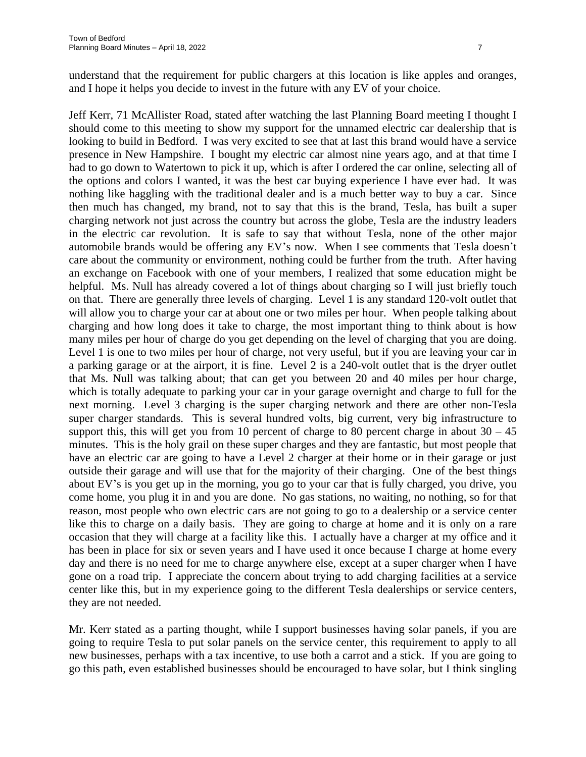understand that the requirement for public chargers at this location is like apples and oranges, and I hope it helps you decide to invest in the future with any EV of your choice.

Jeff Kerr, 71 McAllister Road, stated after watching the last Planning Board meeting I thought I should come to this meeting to show my support for the unnamed electric car dealership that is looking to build in Bedford. I was very excited to see that at last this brand would have a service presence in New Hampshire. I bought my electric car almost nine years ago, and at that time I had to go down to Watertown to pick it up, which is after I ordered the car online, selecting all of the options and colors I wanted, it was the best car buying experience I have ever had. It was nothing like haggling with the traditional dealer and is a much better way to buy a car. Since then much has changed, my brand, not to say that this is the brand, Tesla, has built a super charging network not just across the country but across the globe, Tesla are the industry leaders in the electric car revolution. It is safe to say that without Tesla, none of the other major automobile brands would be offering any EV's now. When I see comments that Tesla doesn't care about the community or environment, nothing could be further from the truth. After having an exchange on Facebook with one of your members, I realized that some education might be helpful. Ms. Null has already covered a lot of things about charging so I will just briefly touch on that. There are generally three levels of charging. Level 1 is any standard 120-volt outlet that will allow you to charge your car at about one or two miles per hour. When people talking about charging and how long does it take to charge, the most important thing to think about is how many miles per hour of charge do you get depending on the level of charging that you are doing. Level 1 is one to two miles per hour of charge, not very useful, but if you are leaving your car in a parking garage or at the airport, it is fine. Level 2 is a 240-volt outlet that is the dryer outlet that Ms. Null was talking about; that can get you between 20 and 40 miles per hour charge, which is totally adequate to parking your car in your garage overnight and charge to full for the next morning. Level 3 charging is the super charging network and there are other non-Tesla super charger standards. This is several hundred volts, big current, very big infrastructure to support this, this will get you from 10 percent of charge to 80 percent charge in about 30 – 45 minutes. This is the holy grail on these super charges and they are fantastic, but most people that have an electric car are going to have a Level 2 charger at their home or in their garage or just outside their garage and will use that for the majority of their charging. One of the best things about EV's is you get up in the morning, you go to your car that is fully charged, you drive, you come home, you plug it in and you are done. No gas stations, no waiting, no nothing, so for that reason, most people who own electric cars are not going to go to a dealership or a service center like this to charge on a daily basis. They are going to charge at home and it is only on a rare occasion that they will charge at a facility like this. I actually have a charger at my office and it has been in place for six or seven years and I have used it once because I charge at home every day and there is no need for me to charge anywhere else, except at a super charger when I have gone on a road trip. I appreciate the concern about trying to add charging facilities at a service center like this, but in my experience going to the different Tesla dealerships or service centers, they are not needed.

Mr. Kerr stated as a parting thought, while I support businesses having solar panels, if you are going to require Tesla to put solar panels on the service center, this requirement to apply to all new businesses, perhaps with a tax incentive, to use both a carrot and a stick. If you are going to go this path, even established businesses should be encouraged to have solar, but I think singling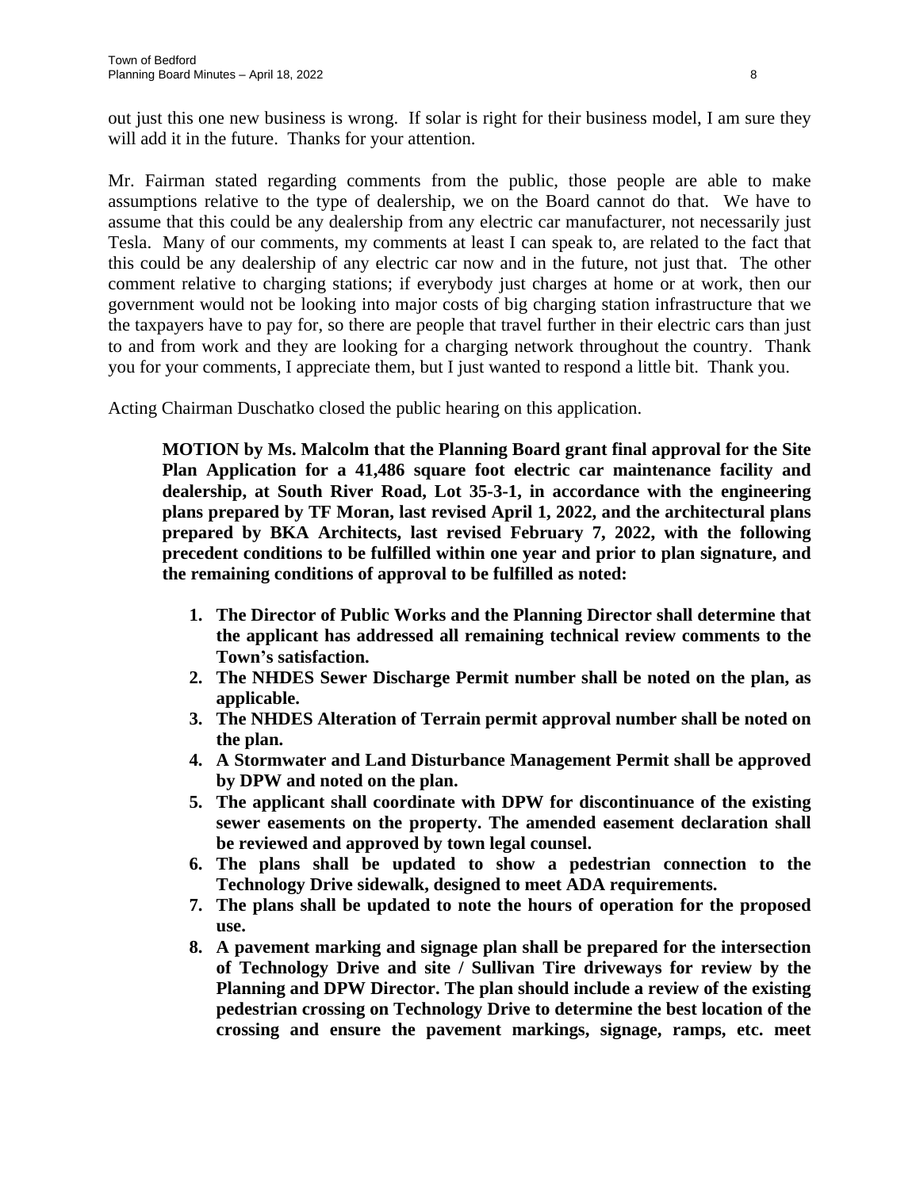out just this one new business is wrong. If solar is right for their business model, I am sure they will add it in the future. Thanks for your attention.

Mr. Fairman stated regarding comments from the public, those people are able to make assumptions relative to the type of dealership, we on the Board cannot do that. We have to assume that this could be any dealership from any electric car manufacturer, not necessarily just Tesla. Many of our comments, my comments at least I can speak to, are related to the fact that this could be any dealership of any electric car now and in the future, not just that. The other comment relative to charging stations; if everybody just charges at home or at work, then our government would not be looking into major costs of big charging station infrastructure that we the taxpayers have to pay for, so there are people that travel further in their electric cars than just to and from work and they are looking for a charging network throughout the country. Thank you for your comments, I appreciate them, but I just wanted to respond a little bit. Thank you.

Acting Chairman Duschatko closed the public hearing on this application.

**MOTION by Ms. Malcolm that the Planning Board grant final approval for the Site Plan Application for a 41,486 square foot electric car maintenance facility and dealership, at South River Road, Lot 35-3-1, in accordance with the engineering plans prepared by TF Moran, last revised April 1, 2022, and the architectural plans prepared by BKA Architects, last revised February 7, 2022, with the following precedent conditions to be fulfilled within one year and prior to plan signature, and the remaining conditions of approval to be fulfilled as noted:**

1. **The Director of Public Works and the Planning Director shall determine that the applicant has addressed all remaining technical review comments to the Town's satisfaction.**
2. **The NHDES Sewer Discharge Permit number shall be noted on the plan, as applicable.**
3. **The NHDES Alteration of Terrain permit approval number shall be noted on the plan.**
4. **A Stormwater and Land Disturbance Management Permit shall be approved by DPW and noted on the plan.**
5. **The applicant shall coordinate with DPW for discontinuance of the existing sewer easements on the property. The amended easement declaration shall be reviewed and approved by town legal counsel.**
6. **The plans shall be updated to show a pedestrian connection to the Technology Drive sidewalk, designed to meet ADA requirements.**
7. **The plans shall be updated to note the hours of operation for the proposed use.**
8. **A pavement marking and signage plan shall be prepared for the intersection of Technology Drive and site / Sullivan Tire driveways for review by the Planning and DPW Director. The plan should include a review of the existing pedestrian crossing on Technology Drive to determine the best location of the crossing and ensure the pavement markings, signage, ramps, etc. meet**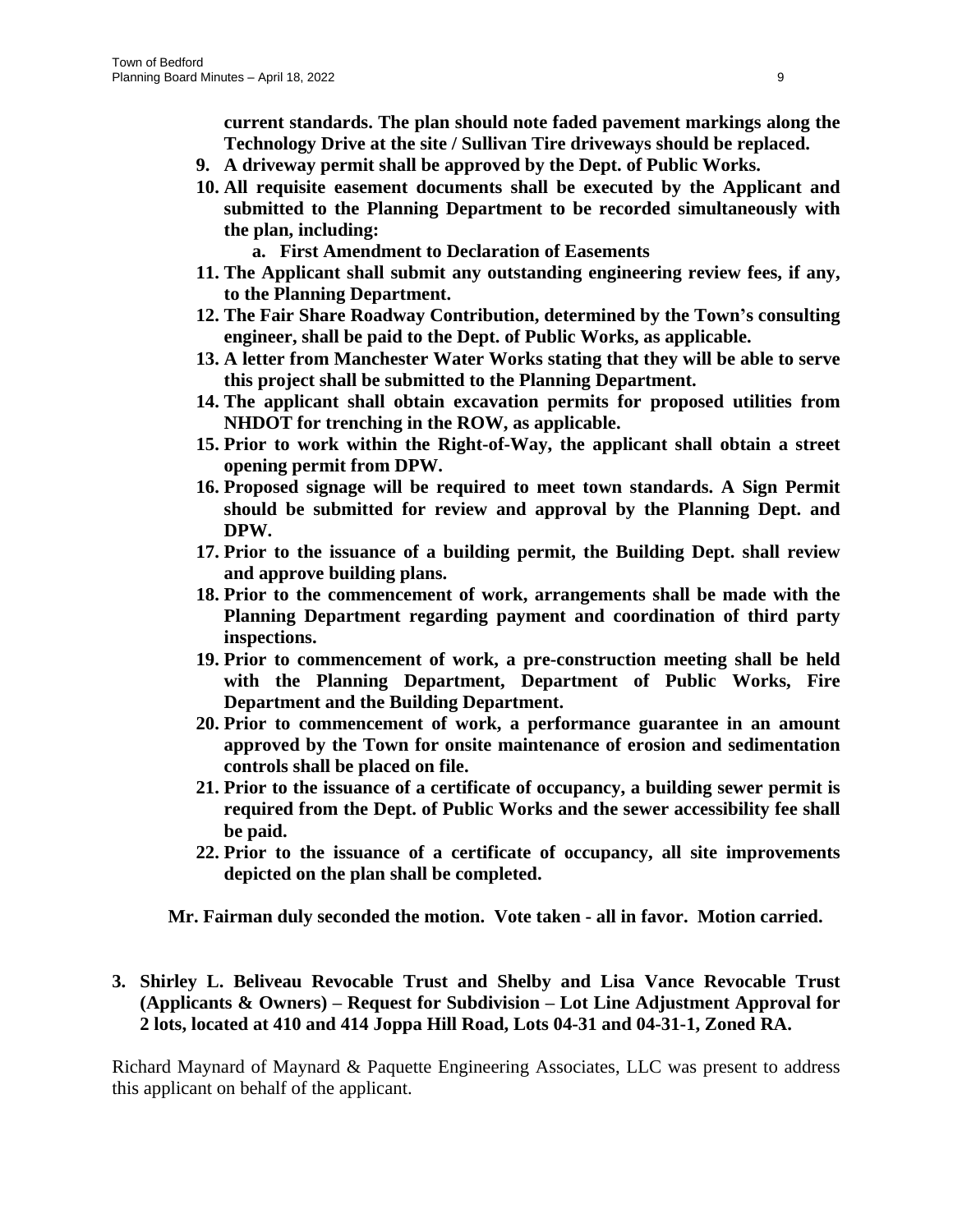**current standards. The plan should note faded pavement markings along the Technology Drive at the site / Sullivan Tire driveways should be replaced.**

9. **A driveway permit shall be approved by the Dept. of Public Works.**
10. **All requisite easement documents shall be executed by the Applicant and submitted to the Planning Department to be recorded simultaneously with the plan, including:**
    a. **First Amendment to Declaration of Easements**
11. **The Applicant shall submit any outstanding engineering review fees, if any, to the Planning Department.**
12. **The Fair Share Roadway Contribution, determined by the Town's consulting engineer, shall be paid to the Dept. of Public Works, as applicable.**
13. **A letter from Manchester Water Works stating that they will be able to serve this project shall be submitted to the Planning Department.**
14. **The applicant shall obtain excavation permits for proposed utilities from NHDOT for trenching in the ROW, as applicable.**
15. **Prior to work within the Right-of-Way, the applicant shall obtain a street opening permit from DPW.**
16. **Proposed signage will be required to meet town standards. A Sign Permit should be submitted for review and approval by the Planning Dept. and DPW.**
17. **Prior to the issuance of a building permit, the Building Dept. shall review and approve building plans.**
18. **Prior to the commencement of work, arrangements shall be made with the Planning Department regarding payment and coordination of third party inspections.**
19. **Prior to commencement of work, a pre-construction meeting shall be held with the Planning Department, Department of Public Works, Fire Department and the Building Department.**
20. **Prior to commencement of work, a performance guarantee in an amount approved by the Town for onsite maintenance of erosion and sedimentation controls shall be placed on file.**
21. **Prior to the issuance of a certificate of occupancy, a building sewer permit is required from the Dept. of Public Works and the sewer accessibility fee shall be paid.**
22. **Prior to the issuance of a certificate of occupancy, all site improvements depicted on the plan shall be completed.**

**Mr. Fairman duly seconded the motion. Vote taken - all in favor. Motion carried.**

**3. Shirley L. Beliveau Revocable Trust and Shelby and Lisa Vance Revocable Trust (Applicants & Owners) – Request for Subdivision – Lot Line Adjustment Approval for 2 lots, located at 410 and 414 Joppa Hill Road, Lots 04-31 and 04-31-1, Zoned RA.**

Richard Maynard of Maynard & Paquette Engineering Associates, LLC was present to address this applicant on behalf of the applicant.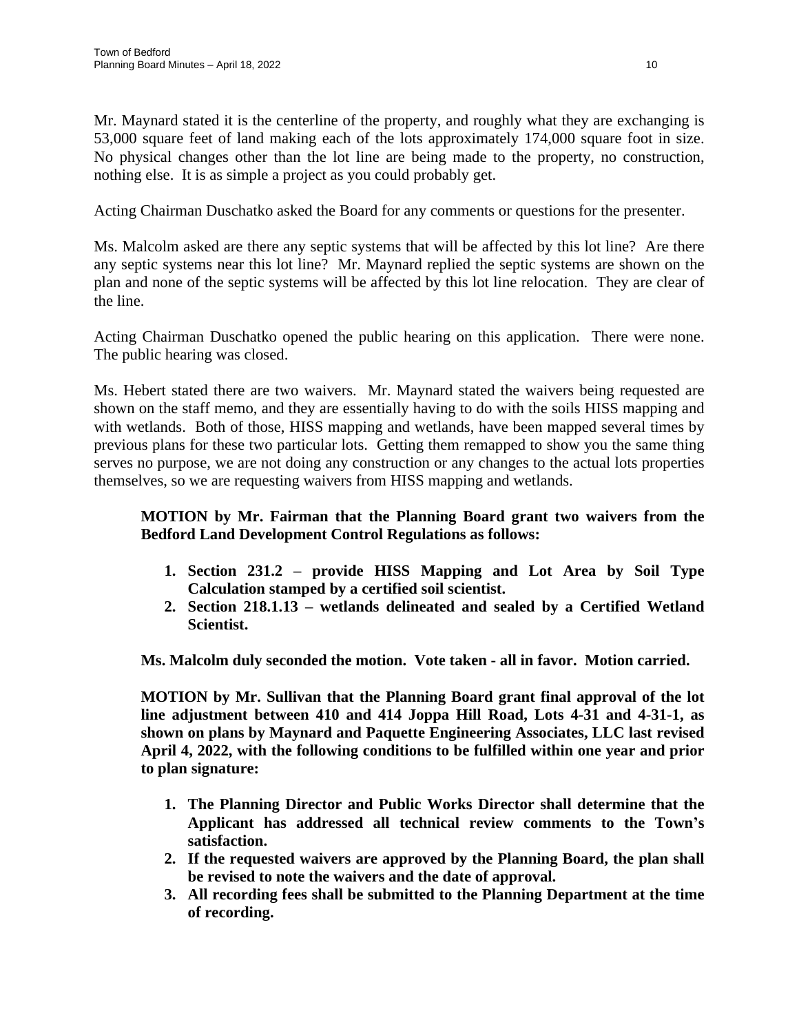Mr. Maynard stated it is the centerline of the property, and roughly what they are exchanging is 53,000 square feet of land making each of the lots approximately 174,000 square foot in size. No physical changes other than the lot line are being made to the property, no construction, nothing else. It is as simple a project as you could probably get.

Acting Chairman Duschatko asked the Board for any comments or questions for the presenter.

Ms. Malcolm asked are there any septic systems that will be affected by this lot line? Are there any septic systems near this lot line? Mr. Maynard replied the septic systems are shown on the plan and none of the septic systems will be affected by this lot line relocation. They are clear of the line.

Acting Chairman Duschatko opened the public hearing on this application. There were none. The public hearing was closed.

Ms. Hebert stated there are two waivers. Mr. Maynard stated the waivers being requested are shown on the staff memo, and they are essentially having to do with the soils HISS mapping and with wetlands. Both of those, HISS mapping and wetlands, have been mapped several times by previous plans for these two particular lots. Getting them remapped to show you the same thing serves no purpose, we are not doing any construction or any changes to the actual lots properties themselves, so we are requesting waivers from HISS mapping and wetlands.

**MOTION by Mr. Fairman that the Planning Board grant two waivers from the Bedford Land Development Control Regulations as follows:**

1. **Section 231.2 – provide HISS Mapping and Lot Area by Soil Type Calculation stamped by a certified soil scientist.**
2. **Section 218.1.13 – wetlands delineated and sealed by a Certified Wetland Scientist.**

**Ms. Malcolm duly seconded the motion. Vote taken - all in favor. Motion carried.**

**MOTION by Mr. Sullivan that the Planning Board grant final approval of the lot line adjustment between 410 and 414 Joppa Hill Road, Lots 4-31 and 4-31-1, as shown on plans by Maynard and Paquette Engineering Associates, LLC last revised April 4, 2022, with the following conditions to be fulfilled within one year and prior to plan signature:**

1. **The Planning Director and Public Works Director shall determine that the Applicant has addressed all technical review comments to the Town's satisfaction.**
2. **If the requested waivers are approved by the Planning Board, the plan shall be revised to note the waivers and the date of approval.**
3. **All recording fees shall be submitted to the Planning Department at the time of recording.**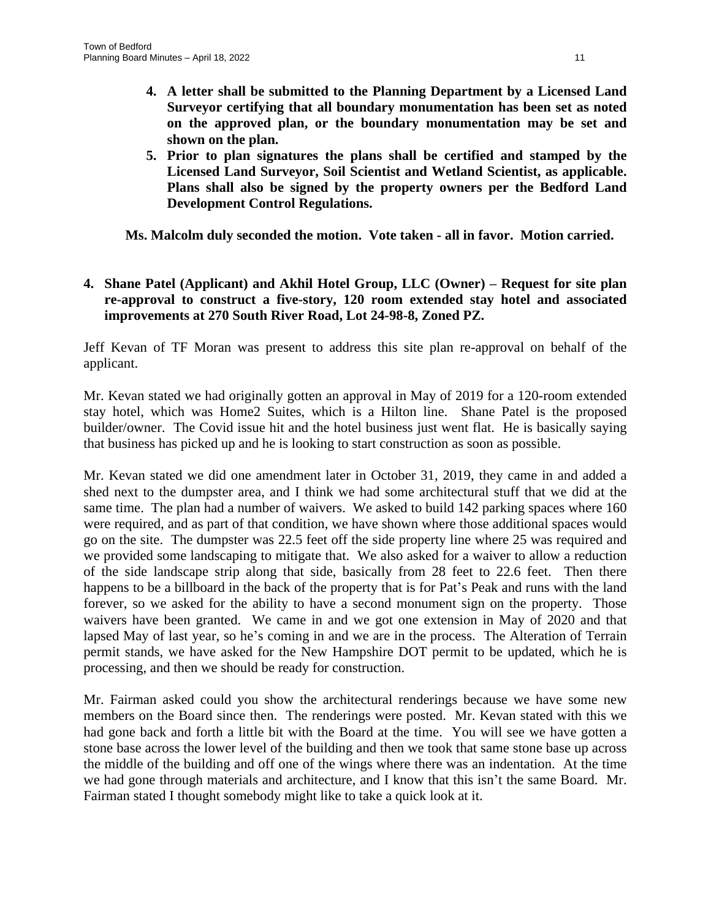4. **A letter shall be submitted to the Planning Department by a Licensed Land Surveyor certifying that all boundary monumentation has been set as noted on the approved plan, or the boundary monumentation may be set and shown on the plan.**
5. **Prior to plan signatures the plans shall be certified and stamped by the Licensed Land Surveyor, Soil Scientist and Wetland Scientist, as applicable. Plans shall also be signed by the property owners per the Bedford Land Development Control Regulations.**

**Ms. Malcolm duly seconded the motion. Vote taken - all in favor. Motion carried.**

**4. Shane Patel (Applicant) and Akhil Hotel Group, LLC (Owner) – Request for site plan re-approval to construct a five-story, 120 room extended stay hotel and associated improvements at 270 South River Road, Lot 24-98-8, Zoned PZ.**

Jeff Kevan of TF Moran was present to address this site plan re-approval on behalf of the applicant.

Mr. Kevan stated we had originally gotten an approval in May of 2019 for a 120-room extended stay hotel, which was Home2 Suites, which is a Hilton line. Shane Patel is the proposed builder/owner. The Covid issue hit and the hotel business just went flat. He is basically saying that business has picked up and he is looking to start construction as soon as possible.

Mr. Kevan stated we did one amendment later in October 31, 2019, they came in and added a shed next to the dumpster area, and I think we had some architectural stuff that we did at the same time. The plan had a number of waivers. We asked to build 142 parking spaces where 160 were required, and as part of that condition, we have shown where those additional spaces would go on the site. The dumpster was 22.5 feet off the side property line where 25 was required and we provided some landscaping to mitigate that. We also asked for a waiver to allow a reduction of the side landscape strip along that side, basically from 28 feet to 22.6 feet. Then there happens to be a billboard in the back of the property that is for Pat's Peak and runs with the land forever, so we asked for the ability to have a second monument sign on the property. Those waivers have been granted. We came in and we got one extension in May of 2020 and that lapsed May of last year, so he's coming in and we are in the process. The Alteration of Terrain permit stands, we have asked for the New Hampshire DOT permit to be updated, which he is processing, and then we should be ready for construction.

Mr. Fairman asked could you show the architectural renderings because we have some new members on the Board since then. The renderings were posted. Mr. Kevan stated with this we had gone back and forth a little bit with the Board at the time. You will see we have gotten a stone base across the lower level of the building and then we took that same stone base up across the middle of the building and off one of the wings where there was an indentation. At the time we had gone through materials and architecture, and I know that this isn't the same Board. Mr. Fairman stated I thought somebody might like to take a quick look at it.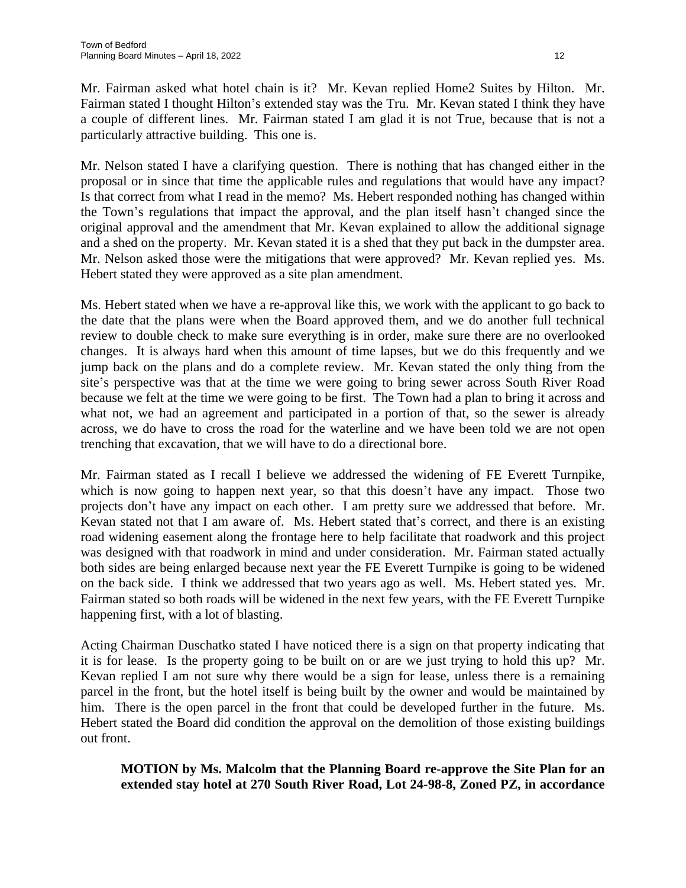Mr. Fairman asked what hotel chain is it? Mr. Kevan replied Home2 Suites by Hilton. Mr. Fairman stated I thought Hilton's extended stay was the Tru. Mr. Kevan stated I think they have a couple of different lines. Mr. Fairman stated I am glad it is not True, because that is not a particularly attractive building. This one is.

Mr. Nelson stated I have a clarifying question. There is nothing that has changed either in the proposal or in since that time the applicable rules and regulations that would have any impact? Is that correct from what I read in the memo? Ms. Hebert responded nothing has changed within the Town's regulations that impact the approval, and the plan itself hasn't changed since the original approval and the amendment that Mr. Kevan explained to allow the additional signage and a shed on the property. Mr. Kevan stated it is a shed that they put back in the dumpster area. Mr. Nelson asked those were the mitigations that were approved? Mr. Kevan replied yes. Ms. Hebert stated they were approved as a site plan amendment.

Ms. Hebert stated when we have a re-approval like this, we work with the applicant to go back to the date that the plans were when the Board approved them, and we do another full technical review to double check to make sure everything is in order, make sure there are no overlooked changes. It is always hard when this amount of time lapses, but we do this frequently and we jump back on the plans and do a complete review. Mr. Kevan stated the only thing from the site's perspective was that at the time we were going to bring sewer across South River Road because we felt at the time we were going to be first. The Town had a plan to bring it across and what not, we had an agreement and participated in a portion of that, so the sewer is already across, we do have to cross the road for the waterline and we have been told we are not open trenching that excavation, that we will have to do a directional bore.

Mr. Fairman stated as I recall I believe we addressed the widening of FE Everett Turnpike, which is now going to happen next year, so that this doesn't have any impact. Those two projects don't have any impact on each other. I am pretty sure we addressed that before. Mr. Kevan stated not that I am aware of. Ms. Hebert stated that's correct, and there is an existing road widening easement along the frontage here to help facilitate that roadwork and this project was designed with that roadwork in mind and under consideration. Mr. Fairman stated actually both sides are being enlarged because next year the FE Everett Turnpike is going to be widened on the back side. I think we addressed that two years ago as well. Ms. Hebert stated yes. Mr. Fairman stated so both roads will be widened in the next few years, with the FE Everett Turnpike happening first, with a lot of blasting.

Acting Chairman Duschatko stated I have noticed there is a sign on that property indicating that it is for lease. Is the property going to be built on or are we just trying to hold this up? Mr. Kevan replied I am not sure why there would be a sign for lease, unless there is a remaining parcel in the front, but the hotel itself is being built by the owner and would be maintained by him. There is the open parcel in the front that could be developed further in the future. Ms. Hebert stated the Board did condition the approval on the demolition of those existing buildings out front.

> **MOTION by Ms. Malcolm that the Planning Board re-approve the Site Plan for an extended stay hotel at 270 South River Road, Lot 24-98-8, Zoned PZ, in accordance**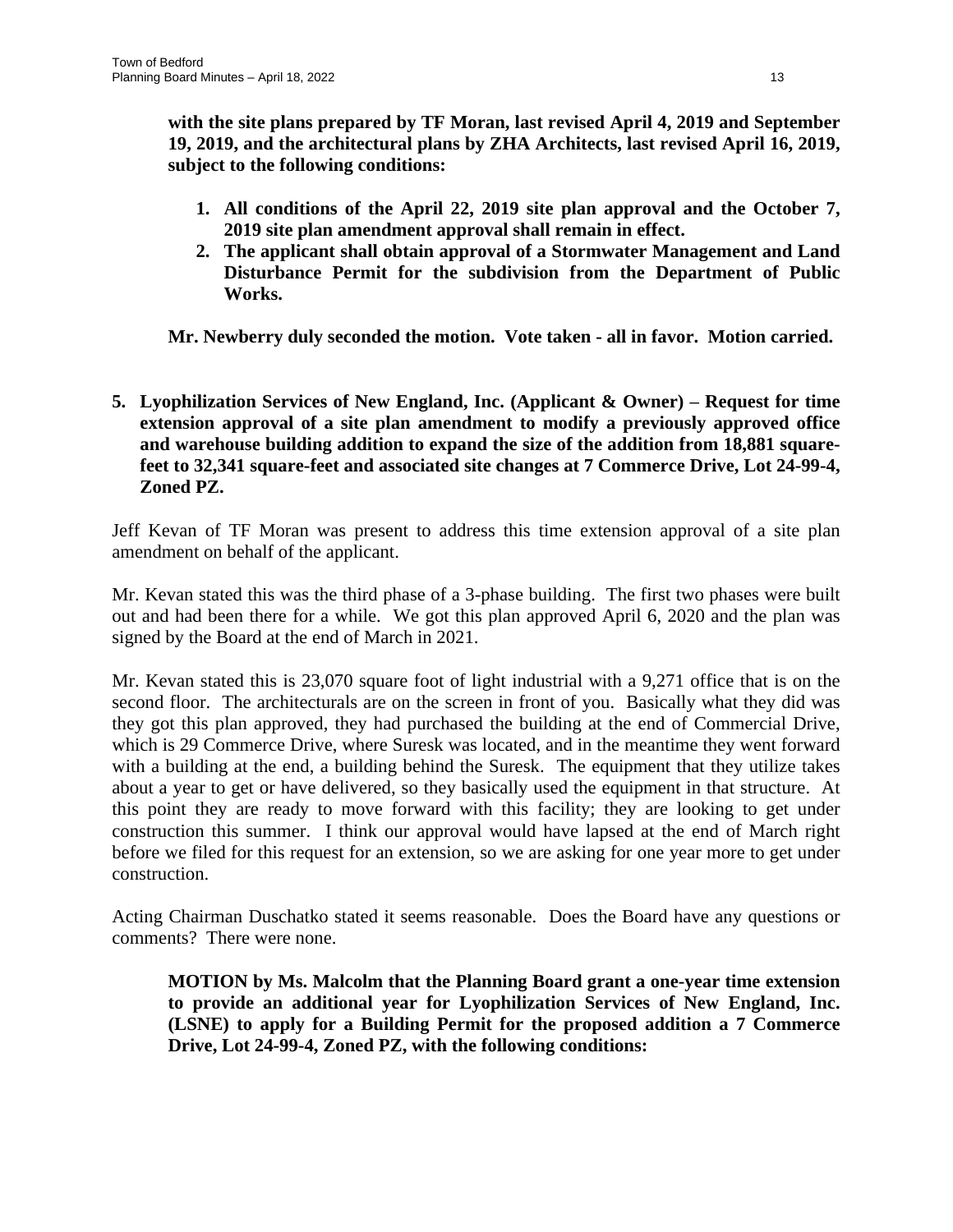**with the site plans prepared by TF Moran, last revised April 4, 2019 and September 19, 2019, and the architectural plans by ZHA Architects, last revised April 16, 2019, subject to the following conditions:**

1. **All conditions of the April 22, 2019 site plan approval and the October 7, 2019 site plan amendment approval shall remain in effect.**
2. **The applicant shall obtain approval of a Stormwater Management and Land Disturbance Permit for the subdivision from the Department of Public Works.**

**Mr. Newberry duly seconded the motion. Vote taken - all in favor. Motion carried.**

**5. Lyophilization Services of New England, Inc. (Applicant & Owner) – Request for time extension approval of a site plan amendment to modify a previously approved office and warehouse building addition to expand the size of the addition from 18,881 square-feet to 32,341 square-feet and associated site changes at 7 Commerce Drive, Lot 24-99-4, Zoned PZ.**

Jeff Kevan of TF Moran was present to address this time extension approval of a site plan amendment on behalf of the applicant.

Mr. Kevan stated this was the third phase of a 3-phase building. The first two phases were built out and had been there for a while. We got this plan approved April 6, 2020 and the plan was signed by the Board at the end of March in 2021.

Mr. Kevan stated this is 23,070 square foot of light industrial with a 9,271 office that is on the second floor. The architecturals are on the screen in front of you. Basically what they did was they got this plan approved, they had purchased the building at the end of Commercial Drive, which is 29 Commerce Drive, where Suresk was located, and in the meantime they went forward with a building at the end, a building behind the Suresk. The equipment that they utilize takes about a year to get or have delivered, so they basically used the equipment in that structure. At this point they are ready to move forward with this facility; they are looking to get under construction this summer. I think our approval would have lapsed at the end of March right before we filed for this request for an extension, so we are asking for one year more to get under construction.

Acting Chairman Duschatko stated it seems reasonable. Does the Board have any questions or comments? There were none.

**MOTION by Ms. Malcolm that the Planning Board grant a one-year time extension to provide an additional year for Lyophilization Services of New England, Inc. (LSNE) to apply for a Building Permit for the proposed addition a 7 Commerce Drive, Lot 24-99-4, Zoned PZ, with the following conditions:**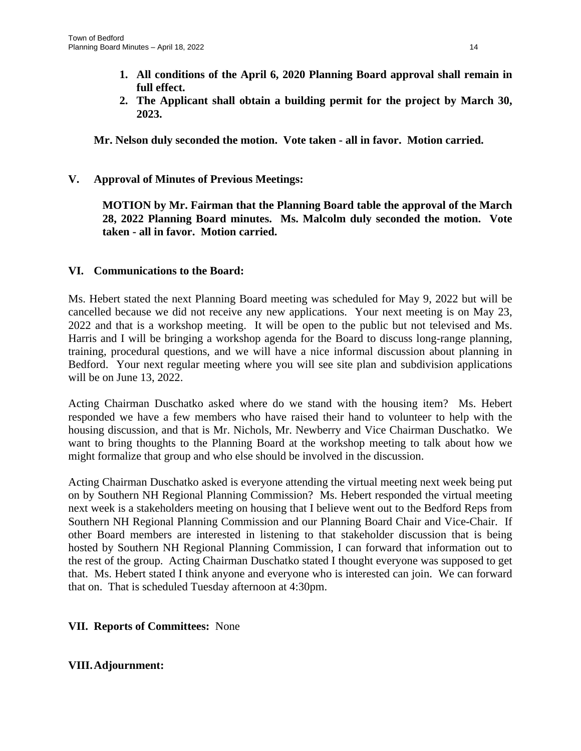1. **All conditions of the April 6, 2020 Planning Board approval shall remain in full effect.**
2. **The Applicant shall obtain a building permit for the project by March 30, 2023.**

**Mr. Nelson duly seconded the motion. Vote taken - all in favor. Motion carried.**

## V. Approval of Minutes of Previous Meetings:

**MOTION by Mr. Fairman that the Planning Board table the approval of the March 28, 2022 Planning Board minutes. Ms. Malcolm duly seconded the motion. Vote taken - all in favor. Motion carried.**

## VI. Communications to the Board:

Ms. Hebert stated the next Planning Board meeting was scheduled for May 9, 2022 but will be cancelled because we did not receive any new applications. Your next meeting is on May 23, 2022 and that is a workshop meeting. It will be open to the public but not televised and Ms. Harris and I will be bringing a workshop agenda for the Board to discuss long-range planning, training, procedural questions, and we will have a nice informal discussion about planning in Bedford. Your next regular meeting where you will see site plan and subdivision applications will be on June 13, 2022.

Acting Chairman Duschatko asked where do we stand with the housing item? Ms. Hebert responded we have a few members who have raised their hand to volunteer to help with the housing discussion, and that is Mr. Nichols, Mr. Newberry and Vice Chairman Duschatko. We want to bring thoughts to the Planning Board at the workshop meeting to talk about how we might formalize that group and who else should be involved in the discussion.

Acting Chairman Duschatko asked is everyone attending the virtual meeting next week being put on by Southern NH Regional Planning Commission? Ms. Hebert responded the virtual meeting next week is a stakeholders meeting on housing that I believe went out to the Bedford Reps from Southern NH Regional Planning Commission and our Planning Board Chair and Vice-Chair. If other Board members are interested in listening to that stakeholder discussion that is being hosted by Southern NH Regional Planning Commission, I can forward that information out to the rest of the group. Acting Chairman Duschatko stated I thought everyone was supposed to get that. Ms. Hebert stated I think anyone and everyone who is interested can join. We can forward that on. That is scheduled Tuesday afternoon at 4:30pm.

## VII. Reports of Committees: None

## VIII. Adjournment: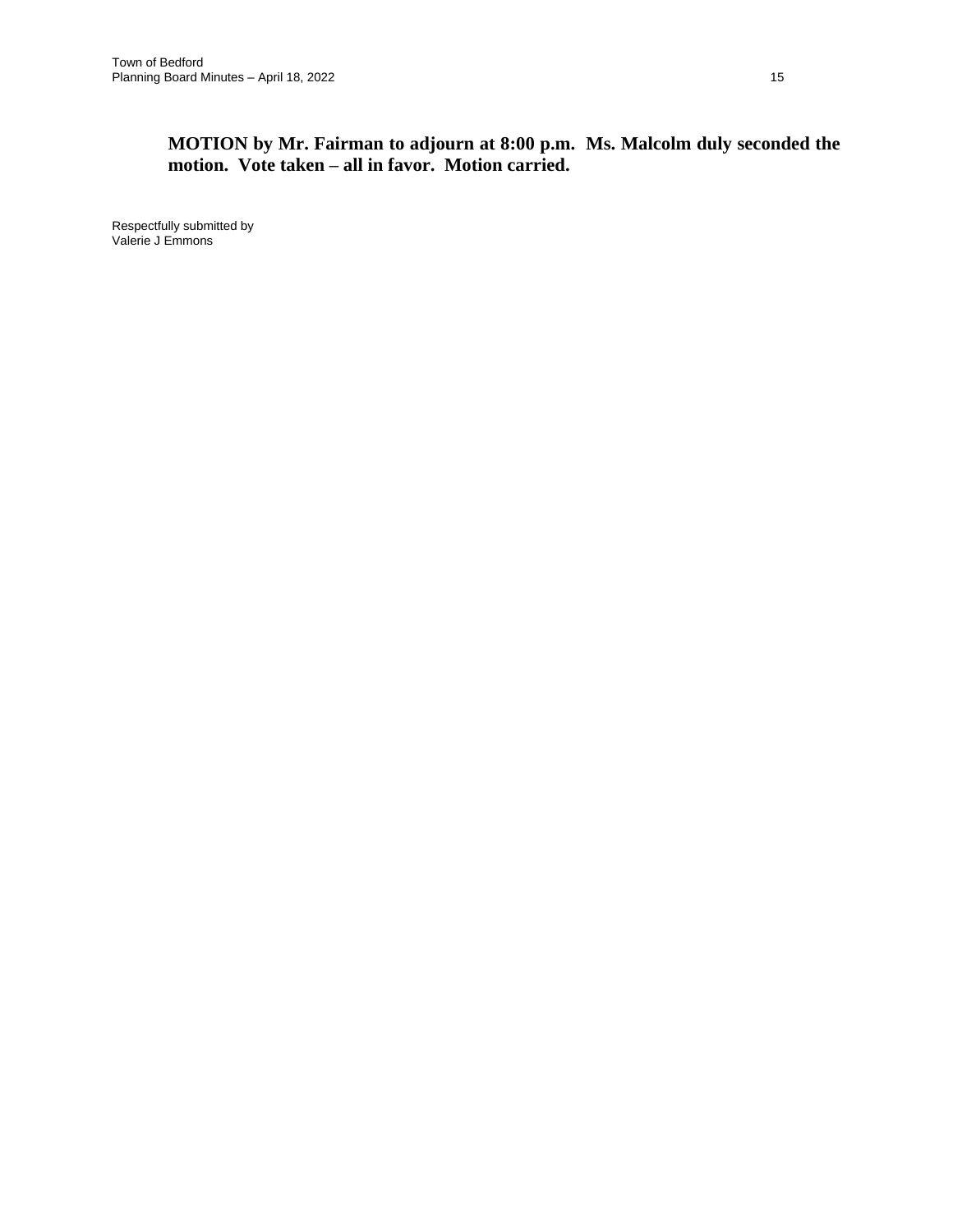**MOTION by Mr. Fairman to adjourn at 8:00 p.m. Ms. Malcolm duly seconded the motion. Vote taken – all in favor. Motion carried.**

Respectfully submitted by
Valerie J Emmons